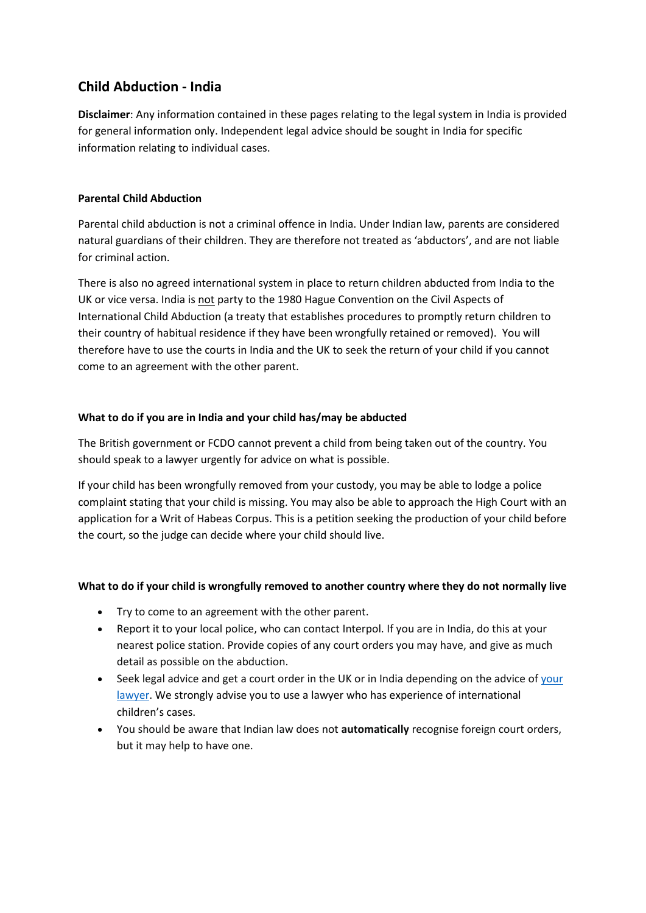## Child Abduction - India

**Disclaimer**: Any information contained in these pages relating to the legal system in India is provided for general information only. Independent legal advice should be sought in India for specific information relating to individual cases.

### Parental Child Abduction

Parental child abduction is not a criminal offence in India. Under Indian law, parents are considered natural guardians of their children. They are therefore not treated as 'abductors', and are not liable for criminal action.

There is also no agreed international system in place to return children abducted from India to the UK or vice versa. India is <u>not</u> party to the 1980 Hague Convention on the Civil Aspects of International Child Abduction (a treaty that establishes procedures to promptly return children to their country of habitual residence if they have been wrongfully retained or removed). You will therefore have to use the courts in India and the UK to seek the return of your child if you cannot come to an agreement with the other parent.

### What to do if you are in India and your child has/may be abducted

The British government or FCDO cannot prevent a child from being taken out of the country. You should speak to a lawyer urgently for advice on what is possible.

If your child has been wrongfully removed from your custody, you may be able to lodge a police complaint stating that your child is missing. You may also be able to approach the High Court with an application for a Writ of Habeas Corpus. This is a petition seeking the production of your child before the court, so the judge can decide where your child should live.

### What to do if your child is wrongfully removed to another country where they do not normally live

- Try to come to an agreement with the other parent.
- Report it to your local police, who can contact Interpol. If you are in India, do this at your nearest police station. Provide copies of any court orders you may have, and give as much detail as possible on the abduction.
- Seek legal advice and get a court order in the UK or in India depending on the advice of your lawyer. We strongly advise you to use a lawyer who has experience of international children's cases.
- You should be aware that Indian law does not **automatically** recognise foreign court orders, but it may help to have one.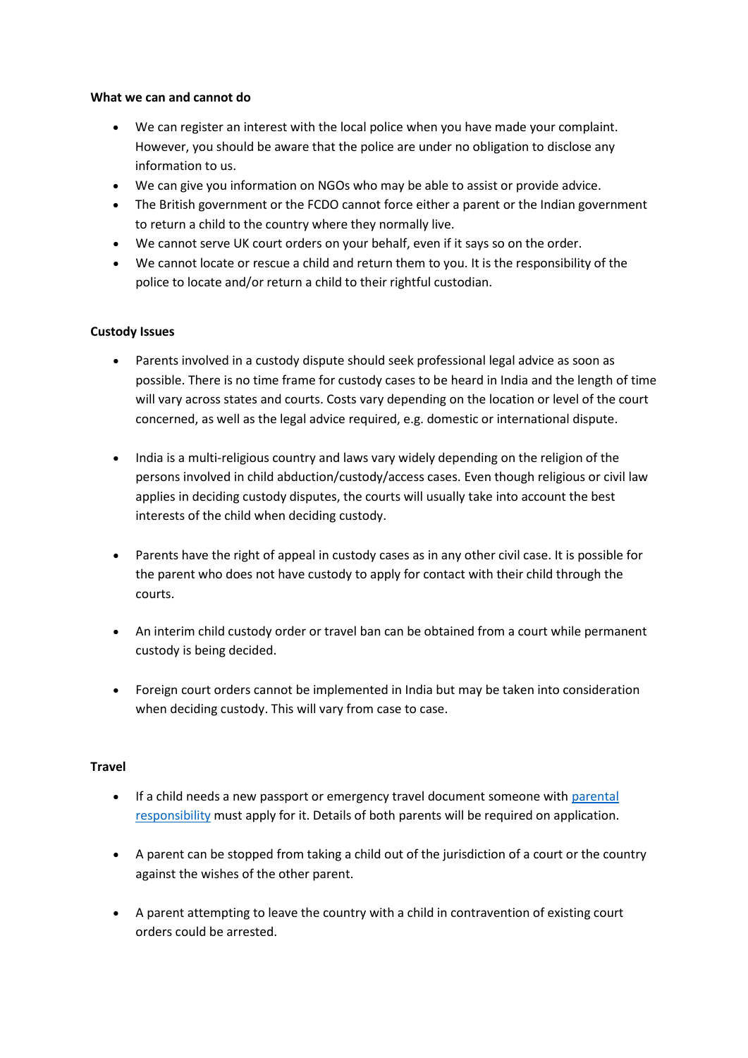**What we can and cannot do**

- We can register an interest with the local police when you have made your complaint. However, you should be aware that the police are under no obligation to disclose any information to us.
- We can give you information on NGOs who may be able to assist or provide advice.
- The British government or the FCDO cannot force either a parent or the Indian government to return a child to the country where they normally live.
- We cannot serve UK court orders on your behalf, even if it says so on the order.
- We cannot locate or rescue a child and return them to you. It is the responsibility of the police to locate and/or return a child to their rightful custodian.

**Custody Issues**

- Parents involved in a custody dispute should seek professional legal advice as soon as possible. There is no time frame for custody cases to be heard in India and the length of time will vary across states and courts. Costs vary depending on the location or level of the court concerned, as well as the legal advice required, e.g. domestic or international dispute.

- India is a multi-religious country and laws vary widely depending on the religion of the persons involved in child abduction/custody/access cases. Even though religious or civil law applies in deciding custody disputes, the courts will usually take into account the best interests of the child when deciding custody.

- Parents have the right of appeal in custody cases as in any other civil case. It is possible for the parent who does not have custody to apply for contact with their child through the courts.

- An interim child custody order or travel ban can be obtained from a court while permanent custody is being decided.

- Foreign court orders cannot be implemented in India but may be taken into consideration when deciding custody. This will vary from case to case.

**Travel**

- If a child needs a new passport or emergency travel document someone with parental responsibility must apply for it. Details of both parents will be required on application.

- A parent can be stopped from taking a child out of the jurisdiction of a court or the country against the wishes of the other parent.

- A parent attempting to leave the country with a child in contravention of existing court orders could be arrested.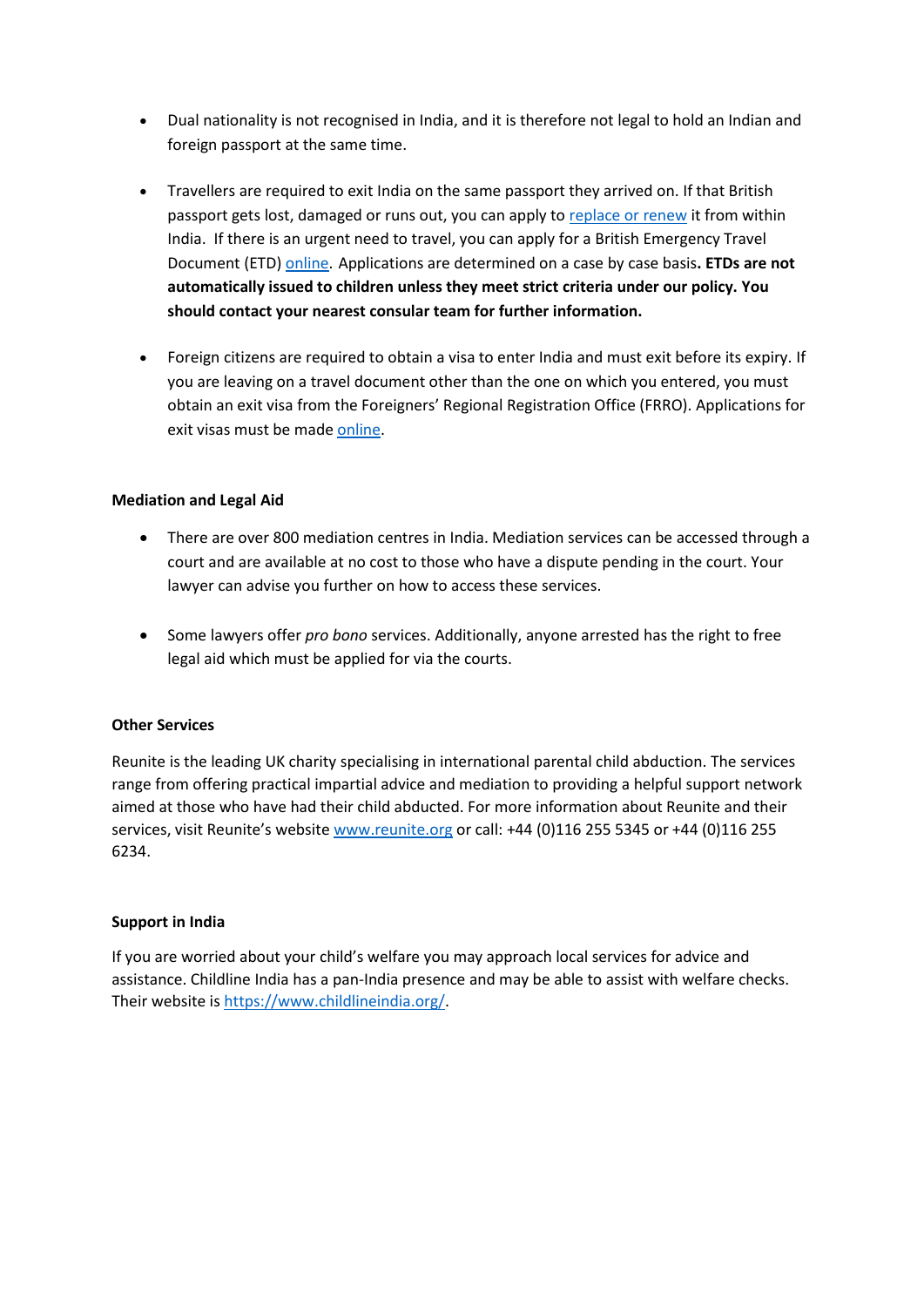- Dual nationality is not recognised in India, and it is therefore not legal to hold an Indian and foreign passport at the same time.

- Travellers are required to exit India on the same passport they arrived on. If that British passport gets lost, damaged or runs out, you can apply to [replace or renew]() it from within India. If there is an urgent need to travel, you can apply for a British Emergency Travel Document (ETD) [online](). Applications are determined on a case by case basis**. ETDs are not automatically issued to children unless they meet strict criteria under our policy. You should contact your nearest consular team for further information.**

- Foreign citizens are required to obtain a visa to enter India and must exit before its expiry. If you are leaving on a travel document other than the one on which you entered, you must obtain an exit visa from the Foreigners' Regional Registration Office (FRRO). Applications for exit visas must be made [online]().

**Mediation and Legal Aid**

- There are over 800 mediation centres in India. Mediation services can be accessed through a court and are available at no cost to those who have a dispute pending in the court. Your lawyer can advise you further on how to access these services.

- Some lawyers offer *pro bono* services. Additionally, anyone arrested has the right to free legal aid which must be applied for via the courts.

**Other Services**

Reunite is the leading UK charity specialising in international parental child abduction. The services range from offering practical impartial advice and mediation to providing a helpful support network aimed at those who have had their child abducted. For more information about Reunite and their services, visit Reunite's website [www.reunite.org](www.reunite.org) or call: +44 (0)116 255 5345 or +44 (0)116 255 6234.

**Support in India**

If you are worried about your child's welfare you may approach local services for advice and assistance. Childline India has a pan-India presence and may be able to assist with welfare checks. Their website is [https://www.childlineindia.org/](https://www.childlineindia.org/).